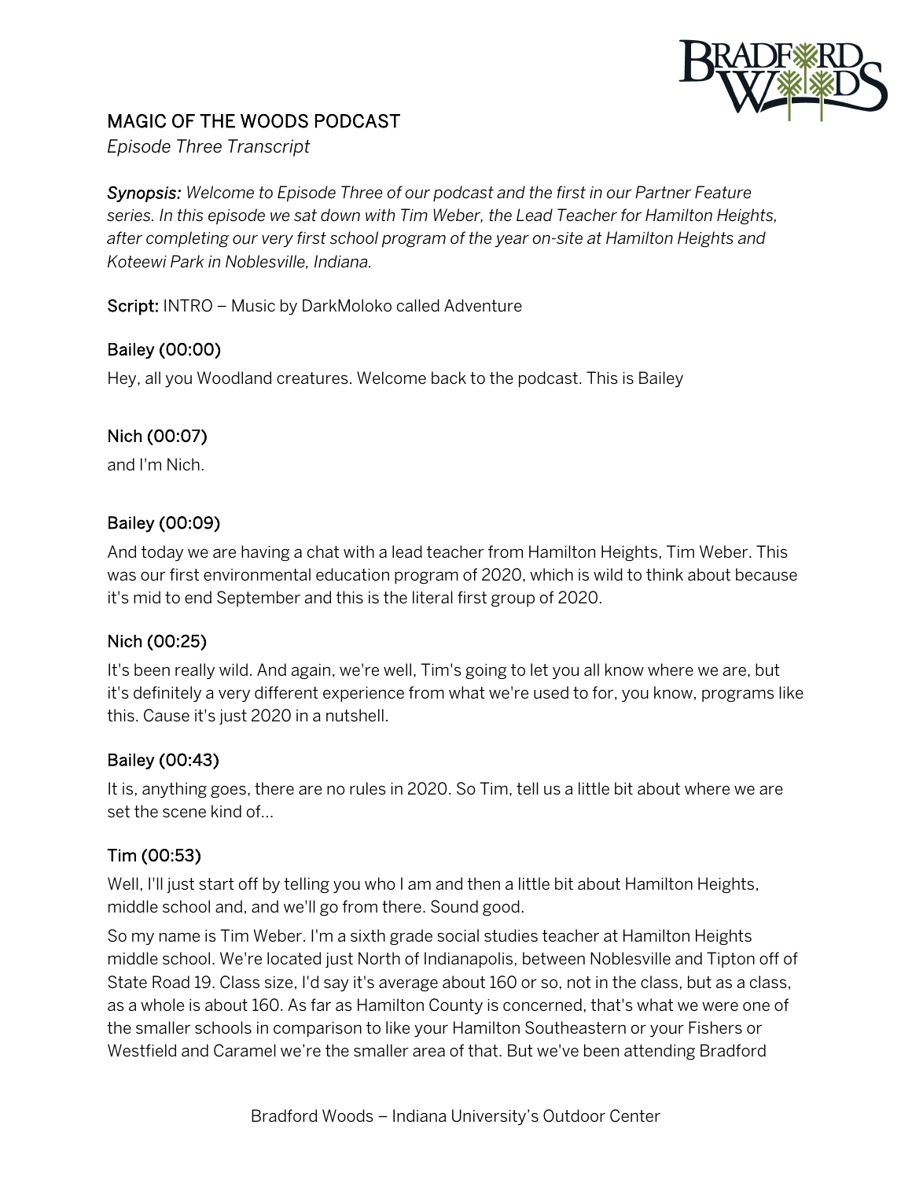# MAGIC OF THE WOODS PODCAST

*Episode Three Transcript*

***Synopsis:*** *Welcome to Episode Three of our podcast and the first in our Partner Feature series. In this episode we sat down with Tim Weber, the Lead Teacher for Hamilton Heights, after completing our very first school program of the year on-site at Hamilton Heights and Koteewi Park in Noblesville, Indiana.*

**Script:** INTRO – Music by DarkMoloko called Adventure

**Bailey (00:00)**

Hey, all you Woodland creatures. Welcome back to the podcast. This is Bailey

**Nich (00:07)**

and I'm Nich.

**Bailey (00:09)**

And today we are having a chat with a lead teacher from Hamilton Heights, Tim Weber. This was our first environmental education program of 2020, which is wild to think about because it's mid to end September and this is the literal first group of 2020.

**Nich (00:25)**

It's been really wild. And again, we're well, Tim's going to let you all know where we are, but it's definitely a very different experience from what we're used to for, you know, programs like this. Cause it's just 2020 in a nutshell.

**Bailey (00:43)**

It is, anything goes, there are no rules in 2020. So Tim, tell us a little bit about where we are set the scene kind of...

**Tim (00:53)**

Well, I'll just start off by telling you who I am and then a little bit about Hamilton Heights, middle school and, and we'll go from there. Sound good.

So my name is Tim Weber. I'm a sixth grade social studies teacher at Hamilton Heights middle school. We're located just North of Indianapolis, between Noblesville and Tipton off of State Road 19. Class size, I'd say it's average about 160 or so, not in the class, but as a class, as a whole is about 160. As far as Hamilton County is concerned, that's what we were one of the smaller schools in comparison to like your Hamilton Southeastern or your Fishers or Westfield and Caramel we're the smaller area of that. But we've been attending Bradford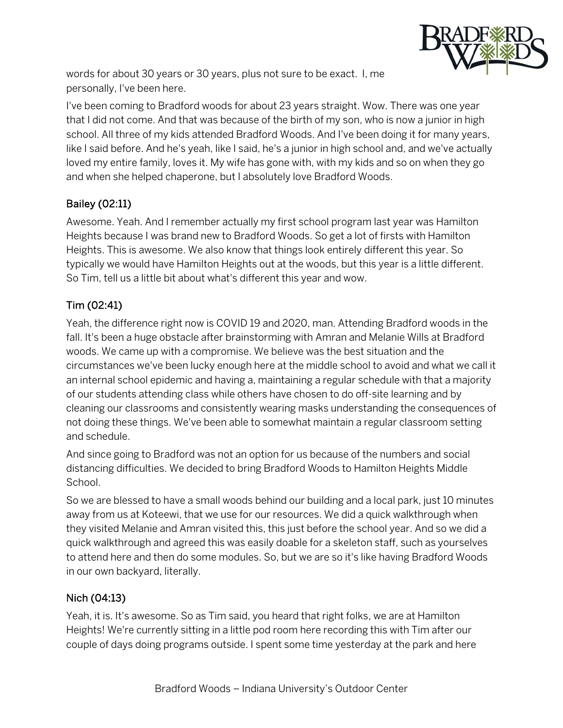words for about 30 years or 30 years, plus not sure to be exact. I, me personally, I've been here.

I've been coming to Bradford woods for about 23 years straight. Wow. There was one year that I did not come. And that was because of the birth of my son, who is now a junior in high school. All three of my kids attended Bradford Woods. And I've been doing it for many years, like I said before. And he's yeah, like I said, he's a junior in high school and, and we've actually loved my entire family, loves it. My wife has gone with, with my kids and so on when they go and when she helped chaperone, but I absolutely love Bradford Woods.

### Bailey (02:11)

Awesome. Yeah. And I remember actually my first school program last year was Hamilton Heights because I was brand new to Bradford Woods. So get a lot of firsts with Hamilton Heights. This is awesome. We also know that things look entirely different this year. So typically we would have Hamilton Heights out at the woods, but this year is a little different. So Tim, tell us a little bit about what's different this year and wow.

### Tim (02:41)

Yeah, the difference right now is COVID 19 and 2020, man. Attending Bradford woods in the fall. It's been a huge obstacle after brainstorming with Amran and Melanie Wills at Bradford woods. We came up with a compromise. We believe was the best situation and the circumstances we've been lucky enough here at the middle school to avoid and what we call it an internal school epidemic and having a, maintaining a regular schedule with that a majority of our students attending class while others have chosen to do off-site learning and by cleaning our classrooms and consistently wearing masks understanding the consequences of not doing these things. We've been able to somewhat maintain a regular classroom setting and schedule.

And since going to Bradford was not an option for us because of the numbers and social distancing difficulties. We decided to bring Bradford Woods to Hamilton Heights Middle School.

So we are blessed to have a small woods behind our building and a local park, just 10 minutes away from us at Koteewi, that we use for our resources. We did a quick walkthrough when they visited Melanie and Amran visited this, this just before the school year. And so we did a quick walkthrough and agreed this was easily doable for a skeleton staff, such as yourselves to attend here and then do some modules. So, but we are so it's like having Bradford Woods in our own backyard, literally.

### Nich (04:13)

Yeah, it is. It's awesome. So as Tim said, you heard that right folks, we are at Hamilton Heights! We're currently sitting in a little pod room here recording this with Tim after our couple of days doing programs outside. I spent some time yesterday at the park and here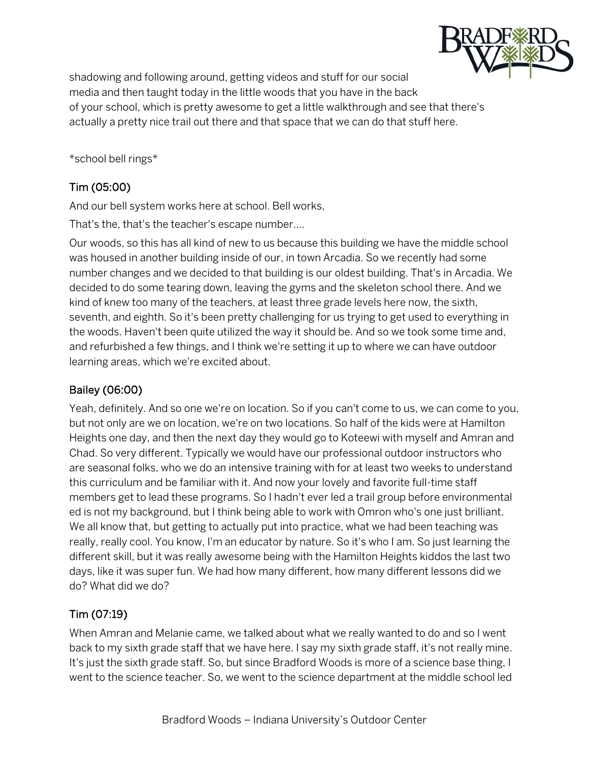shadowing and following around, getting videos and stuff for our social media and then taught today in the little woods that you have in the back of your school, which is pretty awesome to get a little walkthrough and see that there's actually a pretty nice trail out there and that space that we can do that stuff here.

*school bell rings*

### Tim (05:00)

And our bell system works here at school. Bell works,

That's the, that's the teacher's escape number....

Our woods, so this has all kind of new to us because this building we have the middle school was housed in another building inside of our, in town Arcadia. So we recently had some number changes and we decided to that building is our oldest building. That's in Arcadia. We decided to do some tearing down, leaving the gyms and the skeleton school there. And we kind of knew too many of the teachers, at least three grade levels here now, the sixth, seventh, and eighth. So it's been pretty challenging for us trying to get used to everything in the woods. Haven't been quite utilized the way it should be. And so we took some time and, and refurbished a few things, and I think we're setting it up to where we can have outdoor learning areas, which we're excited about.

### Bailey (06:00)

Yeah, definitely. And so one we're on location. So if you can't come to us, we can come to you, but not only are we on location, we're on two locations. So half of the kids were at Hamilton Heights one day, and then the next day they would go to Koteewi with myself and Amran and Chad. So very different. Typically we would have our professional outdoor instructors who are seasonal folks, who we do an intensive training with for at least two weeks to understand this curriculum and be familiar with it. And now your lovely and favorite full-time staff members get to lead these programs. So I hadn't ever led a trail group before environmental ed is not my background, but I think being able to work with Omron who's one just brilliant. We all know that, but getting to actually put into practice, what we had been teaching was really, really cool. You know, I'm an educator by nature. So it's who I am. So just learning the different skill, but it was really awesome being with the Hamilton Heights kiddos the last two days, like it was super fun. We had how many different, how many different lessons did we do? What did we do?

### Tim (07:19)

When Amran and Melanie came, we talked about what we really wanted to do and so I went back to my sixth grade staff that we have here. I say my sixth grade staff, it's not really mine. It's just the sixth grade staff. So, but since Bradford Woods is more of a science base thing, I went to the science teacher. So, we went to the science department at the middle school led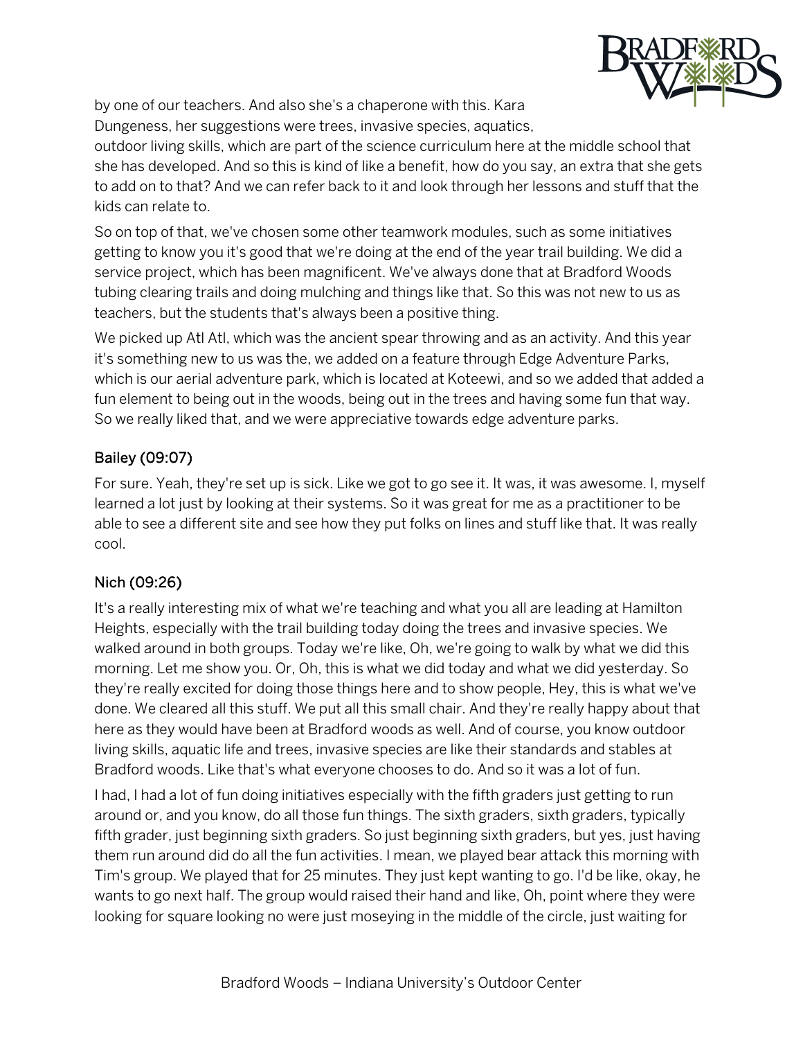by one of our teachers. And also she's a chaperone with this. Kara Dungeness, her suggestions were trees, invasive species, aquatics, outdoor living skills, which are part of the science curriculum here at the middle school that she has developed. And so this is kind of like a benefit, how do you say, an extra that she gets to add on to that? And we can refer back to it and look through her lessons and stuff that the kids can relate to.

So on top of that, we've chosen some other teamwork modules, such as some initiatives getting to know you it's good that we're doing at the end of the year trail building. We did a service project, which has been magnificent. We've always done that at Bradford Woods tubing clearing trails and doing mulching and things like that. So this was not new to us as teachers, but the students that's always been a positive thing.

We picked up Atl Atl, which was the ancient spear throwing and as an activity. And this year it's something new to us was the, we added on a feature through Edge Adventure Parks, which is our aerial adventure park, which is located at Koteewi, and so we added that added a fun element to being out in the woods, being out in the trees and having some fun that way. So we really liked that, and we were appreciative towards edge adventure parks.

### Bailey (09:07)

For sure. Yeah, they're set up is sick. Like we got to go see it. It was, it was awesome. I, myself learned a lot just by looking at their systems. So it was great for me as a practitioner to be able to see a different site and see how they put folks on lines and stuff like that. It was really cool.

### Nich (09:26)

It's a really interesting mix of what we're teaching and what you all are leading at Hamilton Heights, especially with the trail building today doing the trees and invasive species. We walked around in both groups. Today we're like, Oh, we're going to walk by what we did this morning. Let me show you. Or, Oh, this is what we did today and what we did yesterday. So they're really excited for doing those things here and to show people, Hey, this is what we've done. We cleared all this stuff. We put all this small chair. And they're really happy about that here as they would have been at Bradford woods as well. And of course, you know outdoor living skills, aquatic life and trees, invasive species are like their standards and stables at Bradford woods. Like that's what everyone chooses to do. And so it was a lot of fun.

I had, I had a lot of fun doing initiatives especially with the fifth graders just getting to run around or, and you know, do all those fun things. The sixth graders, sixth graders, typically fifth grader, just beginning sixth graders. So just beginning sixth graders, but yes, just having them run around did do all the fun activities. I mean, we played bear attack this morning with Tim's group. We played that for 25 minutes. They just kept wanting to go. I'd be like, okay, he wants to go next half. The group would raised their hand and like, Oh, point where they were looking for square looking no were just moseying in the middle of the circle, just waiting for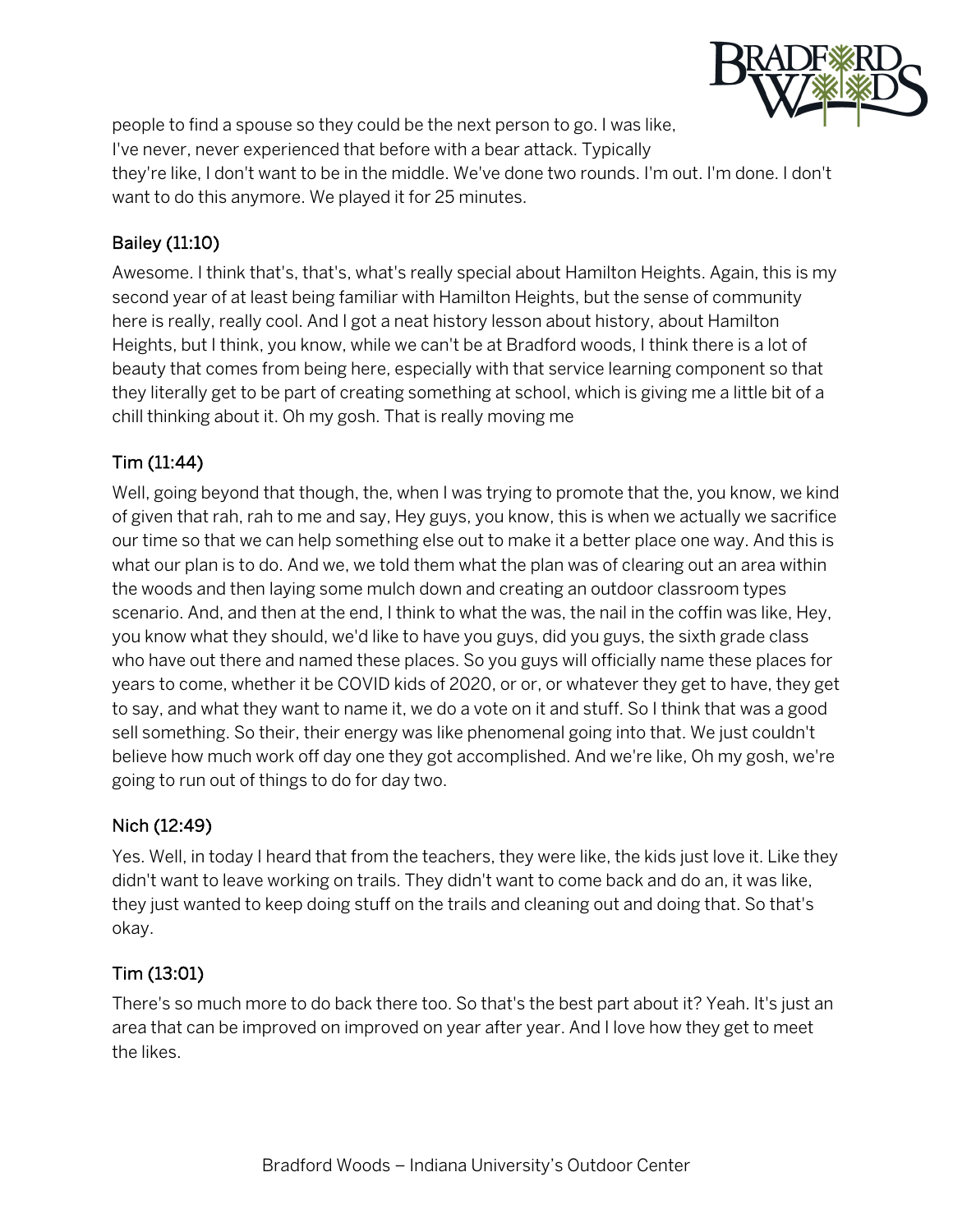people to find a spouse so they could be the next person to go. I was like, I've never, never experienced that before with a bear attack. Typically they're like, I don't want to be in the middle. We've done two rounds. I'm out. I'm done. I don't want to do this anymore. We played it for 25 minutes.

### Bailey (11:10)

Awesome. I think that's, that's, what's really special about Hamilton Heights. Again, this is my second year of at least being familiar with Hamilton Heights, but the sense of community here is really, really cool. And I got a neat history lesson about history, about Hamilton Heights, but I think, you know, while we can't be at Bradford woods, I think there is a lot of beauty that comes from being here, especially with that service learning component so that they literally get to be part of creating something at school, which is giving me a little bit of a chill thinking about it. Oh my gosh. That is really moving me

### Tim (11:44)

Well, going beyond that though, the, when I was trying to promote that the, you know, we kind of given that rah, rah to me and say, Hey guys, you know, this is when we actually we sacrifice our time so that we can help something else out to make it a better place one way. And this is what our plan is to do. And we, we told them what the plan was of clearing out an area within the woods and then laying some mulch down and creating an outdoor classroom types scenario. And, and then at the end, I think to what the was, the nail in the coffin was like, Hey, you know what they should, we'd like to have you guys, did you guys, the sixth grade class who have out there and named these places. So you guys will officially name these places for years to come, whether it be COVID kids of 2020, or or, or whatever they get to have, they get to say, and what they want to name it, we do a vote on it and stuff. So I think that was a good sell something. So their, their energy was like phenomenal going into that. We just couldn't believe how much work off day one they got accomplished. And we're like, Oh my gosh, we're going to run out of things to do for day two.

### Nich (12:49)

Yes. Well, in today I heard that from the teachers, they were like, the kids just love it. Like they didn't want to leave working on trails. They didn't want to come back and do an, it was like, they just wanted to keep doing stuff on the trails and cleaning out and doing that. So that's okay.

### Tim (13:01)

There's so much more to do back there too. So that's the best part about it? Yeah. It's just an area that can be improved on improved on year after year. And I love how they get to meet the likes.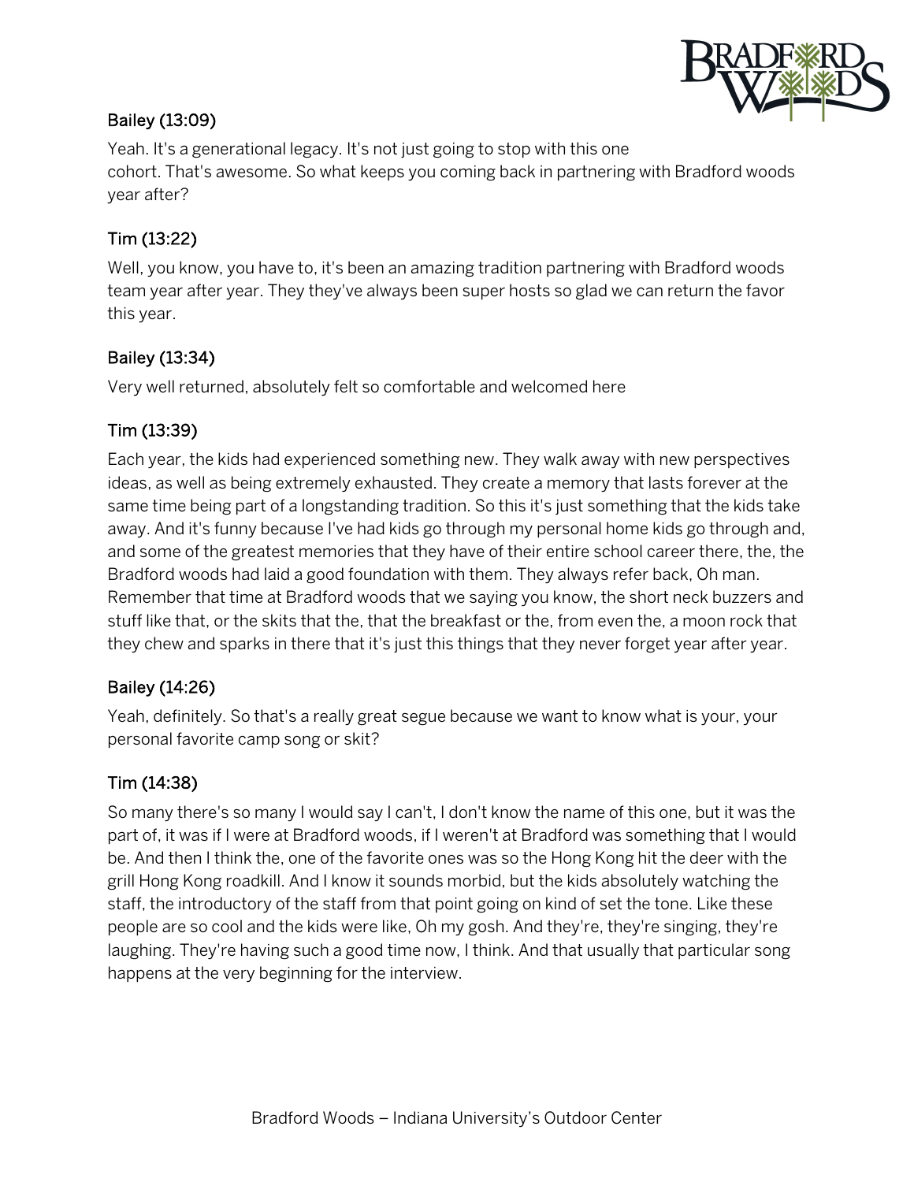**Bailey (13:09)**

Yeah. It's a generational legacy. It's not just going to stop with this one cohort. That's awesome. So what keeps you coming back in partnering with Bradford woods year after?

**Tim (13:22)**

Well, you know, you have to, it's been an amazing tradition partnering with Bradford woods team year after year. They they've always been super hosts so glad we can return the favor this year.

**Bailey (13:34)**

Very well returned, absolutely felt so comfortable and welcomed here

**Tim (13:39)**

Each year, the kids had experienced something new. They walk away with new perspectives ideas, as well as being extremely exhausted. They create a memory that lasts forever at the same time being part of a longstanding tradition. So this it's just something that the kids take away. And it's funny because I've had kids go through my personal home kids go through and, and some of the greatest memories that they have of their entire school career there, the, the Bradford woods had laid a good foundation with them. They always refer back, Oh man. Remember that time at Bradford woods that we saying you know, the short neck buzzers and stuff like that, or the skits that the, that the breakfast or the, from even the, a moon rock that they chew and sparks in there that it's just this things that they never forget year after year.

**Bailey (14:26)**

Yeah, definitely. So that's a really great segue because we want to know what is your, your personal favorite camp song or skit?

**Tim (14:38)**

So many there's so many I would say I can't, I don't know the name of this one, but it was the part of, it was if I were at Bradford woods, if I weren't at Bradford was something that I would be. And then I think the, one of the favorite ones was so the Hong Kong hit the deer with the grill Hong Kong roadkill. And I know it sounds morbid, but the kids absolutely watching the staff, the introductory of the staff from that point going on kind of set the tone. Like these people are so cool and the kids were like, Oh my gosh. And they're, they're singing, they're laughing. They're having such a good time now, I think. And that usually that particular song happens at the very beginning for the interview.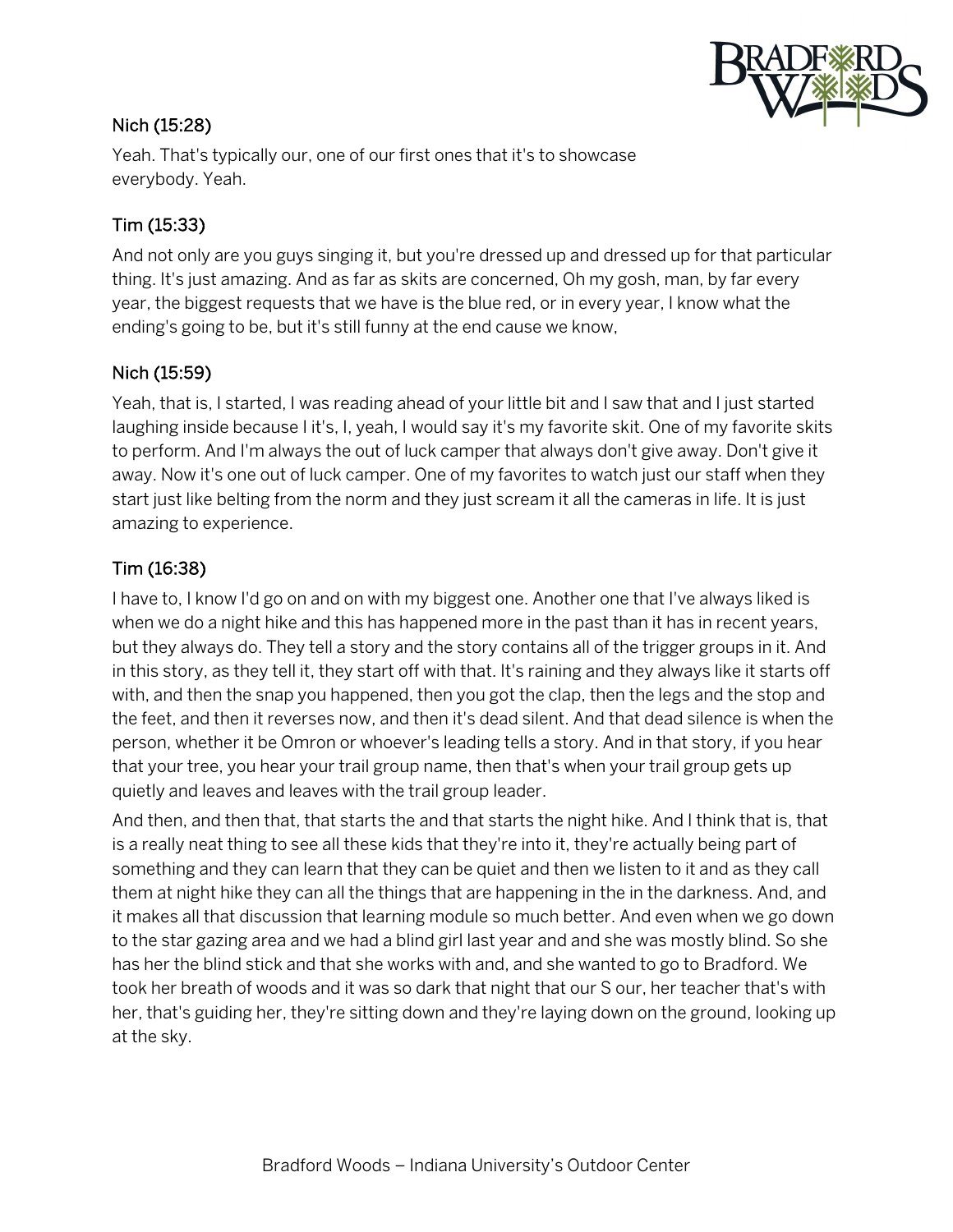**Nich (15:28)**

Yeah. That's typically our, one of our first ones that it's to showcase everybody. Yeah.

**Tim (15:33)**

And not only are you guys singing it, but you're dressed up and dressed up for that particular thing. It's just amazing. And as far as skits are concerned, Oh my gosh, man, by far every year, the biggest requests that we have is the blue red, or in every year, I know what the ending's going to be, but it's still funny at the end cause we know,

**Nich (15:59)**

Yeah, that is, I started, I was reading ahead of your little bit and I saw that and I just started laughing inside because I it's, I, yeah, I would say it's my favorite skit. One of my favorite skits to perform. And I'm always the out of luck camper that always don't give away. Don't give it away. Now it's one out of luck camper. One of my favorites to watch just our staff when they start just like belting from the norm and they just scream it all the cameras in life. It is just amazing to experience.

**Tim (16:38)**

I have to, I know I'd go on and on with my biggest one. Another one that I've always liked is when we do a night hike and this has happened more in the past than it has in recent years, but they always do. They tell a story and the story contains all of the trigger groups in it. And in this story, as they tell it, they start off with that. It's raining and they always like it starts off with, and then the snap you happened, then you got the clap, then the legs and the stop and the feet, and then it reverses now, and then it's dead silent. And that dead silence is when the person, whether it be Omron or whoever's leading tells a story. And in that story, if you hear that your tree, you hear your trail group name, then that's when your trail group gets up quietly and leaves and leaves with the trail group leader.

And then, and then that, that starts the and that starts the night hike. And I think that is, that is a really neat thing to see all these kids that they're into it, they're actually being part of something and they can learn that they can be quiet and then we listen to it and as they call them at night hike they can all the things that are happening in the in the darkness. And, and it makes all that discussion that learning module so much better. And even when we go down to the star gazing area and we had a blind girl last year and and she was mostly blind. So she has her the blind stick and that she works with and, and she wanted to go to Bradford. We took her breath of woods and it was so dark that night that our S our, her teacher that's with her, that's guiding her, they're sitting down and they're laying down on the ground, looking up at the sky.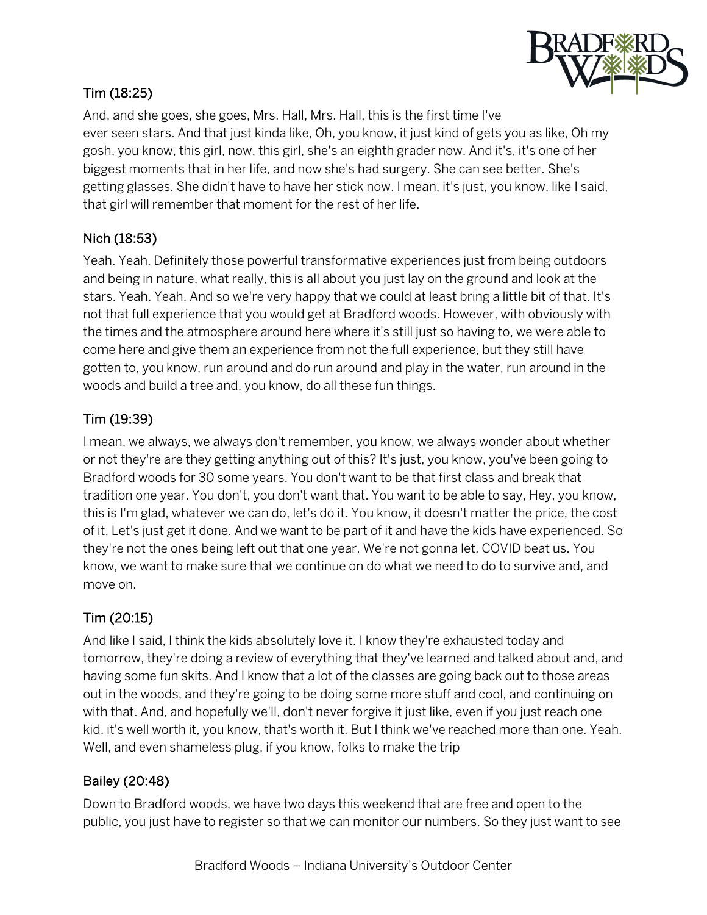### Tim (18:25)

And, and she goes, she goes, Mrs. Hall, Mrs. Hall, this is the first time I've ever seen stars. And that just kinda like, Oh, you know, it just kind of gets you as like, Oh my gosh, you know, this girl, now, this girl, she's an eighth grader now. And it's, it's one of her biggest moments that in her life, and now she's had surgery. She can see better. She's getting glasses. She didn't have to have her stick now. I mean, it's just, you know, like I said, that girl will remember that moment for the rest of her life.

### Nich (18:53)

Yeah. Yeah. Definitely those powerful transformative experiences just from being outdoors and being in nature, what really, this is all about you just lay on the ground and look at the stars. Yeah. Yeah. And so we're very happy that we could at least bring a little bit of that. It's not that full experience that you would get at Bradford woods. However, with obviously with the times and the atmosphere around here where it's still just so having to, we were able to come here and give them an experience from not the full experience, but they still have gotten to, you know, run around and do run around and play in the water, run around in the woods and build a tree and, you know, do all these fun things.

### Tim (19:39)

I mean, we always, we always don't remember, you know, we always wonder about whether or not they're are they getting anything out of this? It's just, you know, you've been going to Bradford woods for 30 some years. You don't want to be that first class and break that tradition one year. You don't, you don't want that. You want to be able to say, Hey, you know, this is I'm glad, whatever we can do, let's do it. You know, it doesn't matter the price, the cost of it. Let's just get it done. And we want to be part of it and have the kids have experienced. So they're not the ones being left out that one year. We're not gonna let, COVID beat us. You know, we want to make sure that we continue on do what we need to do to survive and, and move on.

### Tim (20:15)

And like I said, I think the kids absolutely love it. I know they're exhausted today and tomorrow, they're doing a review of everything that they've learned and talked about and, and having some fun skits. And I know that a lot of the classes are going back out to those areas out in the woods, and they're going to be doing some more stuff and cool, and continuing on with that. And, and hopefully we'll, don't never forgive it just like, even if you just reach one kid, it's well worth it, you know, that's worth it. But I think we've reached more than one. Yeah. Well, and even shameless plug, if you know, folks to make the trip

### Bailey (20:48)

Down to Bradford woods, we have two days this weekend that are free and open to the public, you just have to register so that we can monitor our numbers. So they just want to see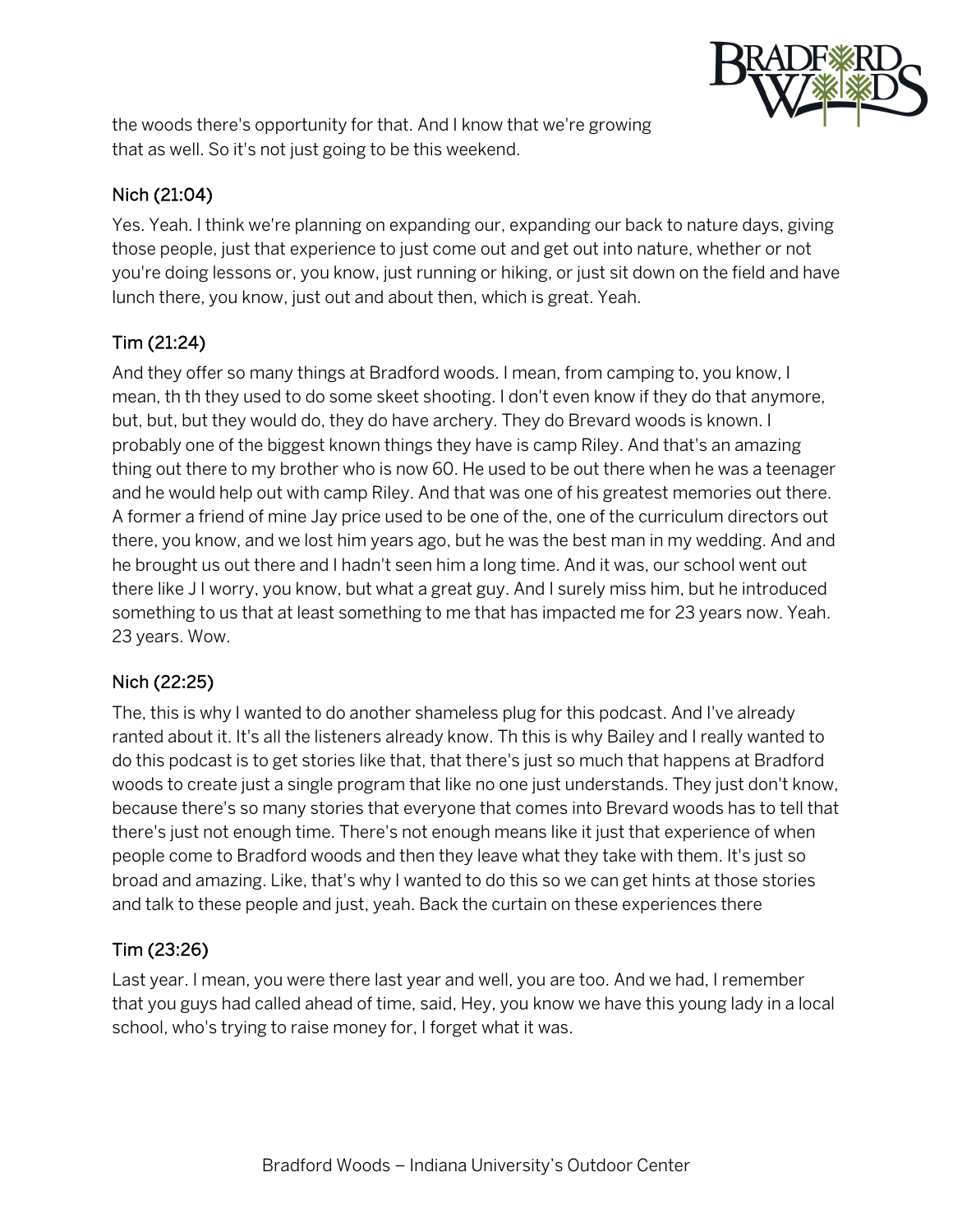the woods there's opportunity for that. And I know that we're growing that as well. So it's not just going to be this weekend.

### Nich (21:04)

Yes. Yeah. I think we're planning on expanding our, expanding our back to nature days, giving those people, just that experience to just come out and get out into nature, whether or not you're doing lessons or, you know, just running or hiking, or just sit down on the field and have lunch there, you know, just out and about then, which is great. Yeah.

### Tim (21:24)

And they offer so many things at Bradford woods. I mean, from camping to, you know, I mean, th th they used to do some skeet shooting. I don't even know if they do that anymore, but, but, but they would do, they do have archery. They do Brevard woods is known. I probably one of the biggest known things they have is camp Riley. And that's an amazing thing out there to my brother who is now 60. He used to be out there when he was a teenager and he would help out with camp Riley. And that was one of his greatest memories out there. A former a friend of mine Jay price used to be one of the, one of the curriculum directors out there, you know, and we lost him years ago, but he was the best man in my wedding. And and he brought us out there and I hadn't seen him a long time. And it was, our school went out there like J I worry, you know, but what a great guy. And I surely miss him, but he introduced something to us that at least something to me that has impacted me for 23 years now. Yeah. 23 years. Wow.

### Nich (22:25)

The, this is why I wanted to do another shameless plug for this podcast. And I've already ranted about it. It's all the listeners already know. Th this is why Bailey and I really wanted to do this podcast is to get stories like that, that there's just so much that happens at Bradford woods to create just a single program that like no one just understands. They just don't know, because there's so many stories that everyone that comes into Brevard woods has to tell that there's just not enough time. There's not enough means like it just that experience of when people come to Bradford woods and then they leave what they take with them. It's just so broad and amazing. Like, that's why I wanted to do this so we can get hints at those stories and talk to these people and just, yeah. Back the curtain on these experiences there

### Tim (23:26)

Last year. I mean, you were there last year and well, you are too. And we had, I remember that you guys had called ahead of time, said, Hey, you know we have this young lady in a local school, who's trying to raise money for, I forget what it was.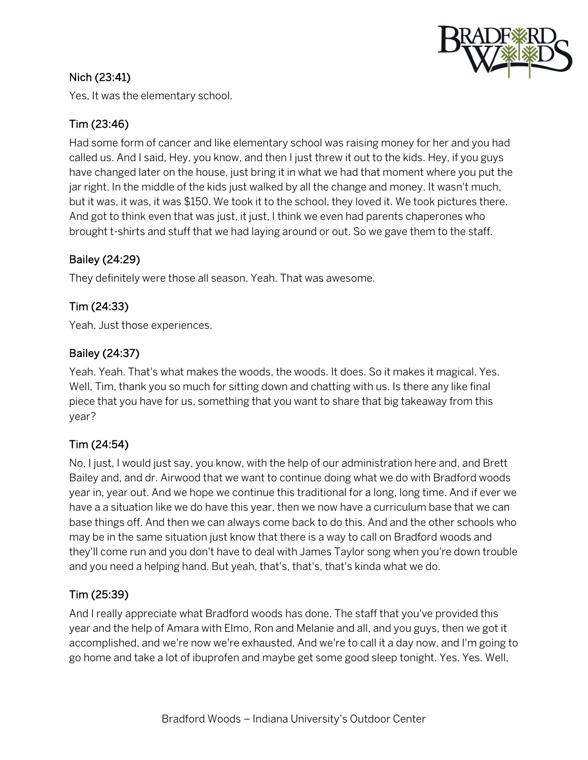### Nich (23:41)

Yes, It was the elementary school.

### Tim (23:46)

Had some form of cancer and like elementary school was raising money for her and you had called us. And I said, Hey, you know, and then I just threw it out to the kids. Hey, if you guys have changed later on the house, just bring it in what we had that moment where you put the jar right. In the middle of the kids just walked by all the change and money. It wasn't much, but it was, it was, it was $150. We took it to the school, they loved it. We took pictures there. And got to think even that was just, it just, I think we even had parents chaperones who brought t-shirts and stuff that we had laying around or out. So we gave them to the staff.

### Bailey (24:29)

They definitely were those all season. Yeah. That was awesome.

### Tim (24:33)

Yeah. Just those experiences.

### Bailey (24:37)

Yeah. Yeah. That's what makes the woods, the woods. It does. So it makes it magical. Yes. Well, Tim, thank you so much for sitting down and chatting with us. Is there any like final piece that you have for us, something that you want to share that big takeaway from this year?

### Tim (24:54)

No, I just, I would just say, you know, with the help of our administration here and, and Brett Bailey and, and dr. Airwood that we want to continue doing what we do with Bradford woods year in, year out. And we hope we continue this traditional for a long, long time. And if ever we have a a situation like we do have this year, then we now have a curriculum base that we can base things off. And then we can always come back to do this. And and the other schools who may be in the same situation just know that there is a way to call on Bradford woods and they'll come run and you don't have to deal with James Taylor song when you're down trouble and you need a helping hand. But yeah, that's, that's, that's kinda what we do.

### Tim (25:39)

And I really appreciate what Bradford woods has done. The staff that you've provided this year and the help of Amara with Elmo, Ron and Melanie and all, and you guys, then we got it accomplished, and we're now we're exhausted. And we're to call it a day now, and I'm going to go home and take a lot of ibuprofen and maybe get some good sleep tonight. Yes. Yes. Well,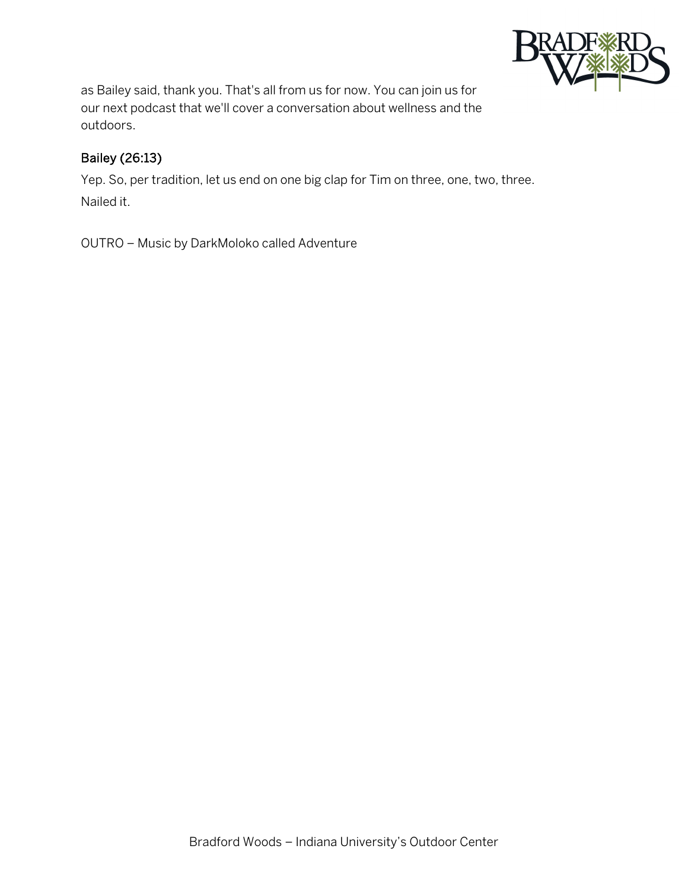as Bailey said, thank you. That's all from us for now. You can join us for our next podcast that we'll cover a conversation about wellness and the outdoors.

Bailey (26:13)

Yep. So, per tradition, let us end on one big clap for Tim on three, one, two, three. Nailed it.

OUTRO – Music by DarkMoloko called Adventure